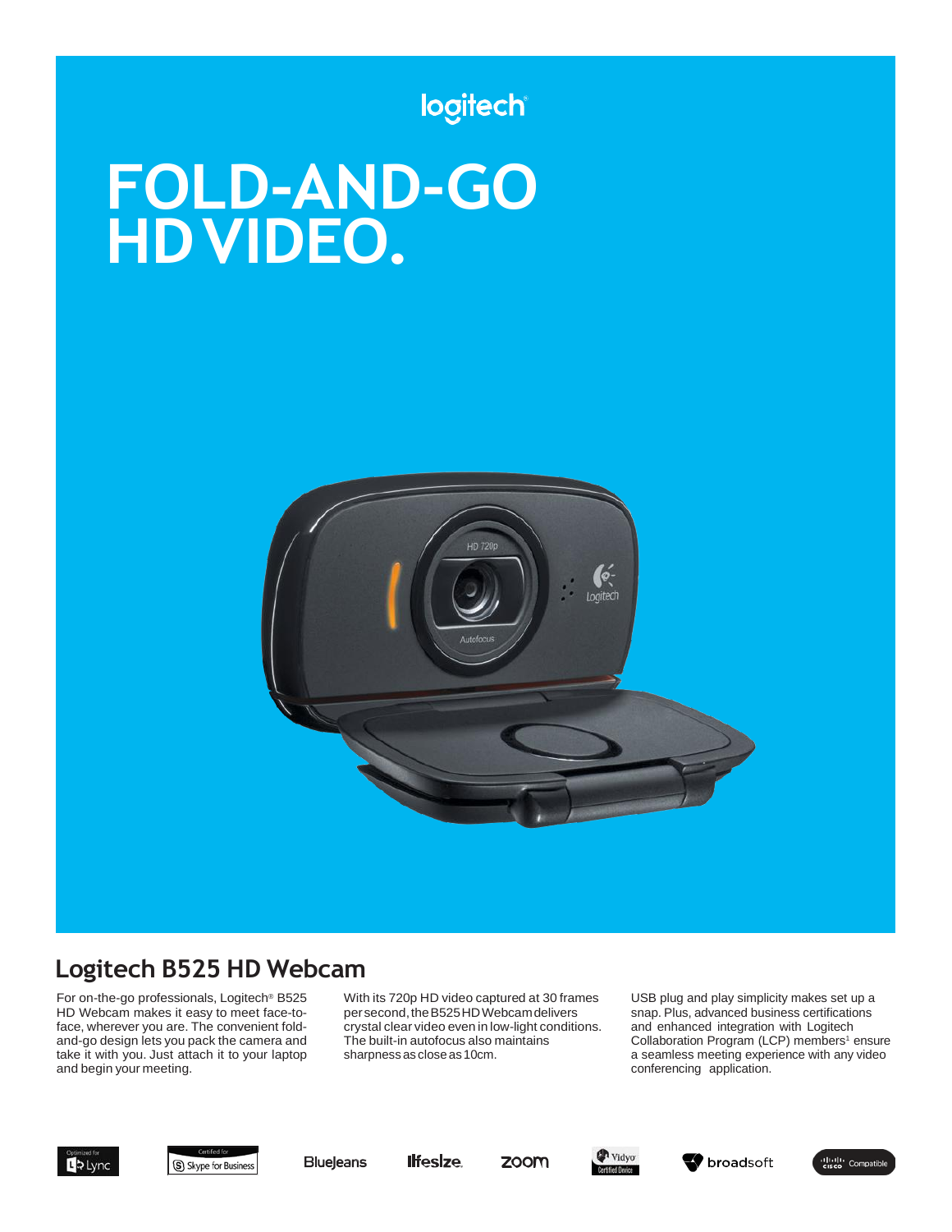logitech

# FOLD-AND-GO HD VIDEO.

## Logitech B525 HD Webcam

For on-the-go professionals, Logitech® B525 HD Webcam makes it easy to meet face-to-face, wherever you are. The convenient fold-and-go design lets you pack the camera and take it with you. Just attach it to your laptop and begin your meeting.

With its 720p HD video captured at 30 frames per second, the B525 HD Webcam delivers crystal clear video even in low-light conditions. The built-in autofocus also maintains sharpness as close as 10cm.

USB plug and play simplicity makes set up a snap. Plus, advanced business certifications and enhanced integration with Logitech Collaboration Program (LCP) members[1] ensure a seamless meeting experience with any video conferencing application.

Optimized for Lync · Certified for Skype for Business · BlueJeans · lifesize · zoom · Vidyo Certified Device · broadsoft · Cisco Compatible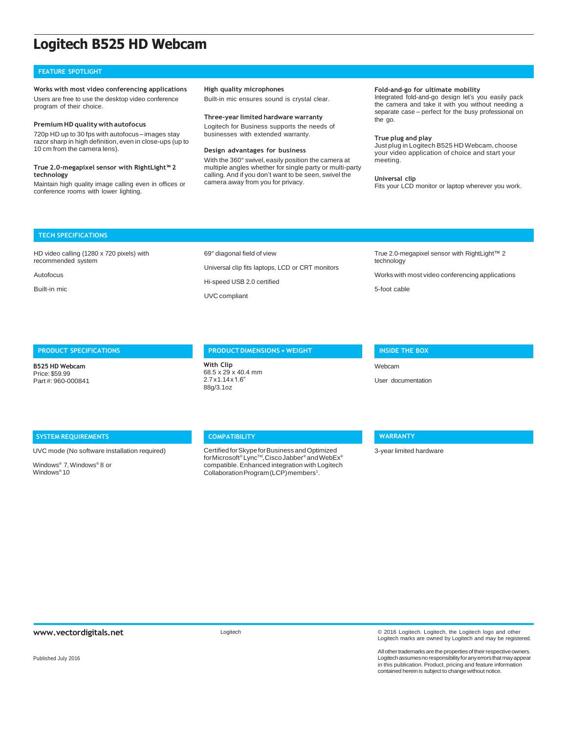# Logitech B525 HD Webcam

## FEATURE SPOTLIGHT

**Works with most video conferencing applications**
Users are free to use the desktop video conference program of their choice.

**Premium HD quality with autofocus**
720p HD up to 30 fps with autofocus – images stay razor sharp in high definition, even in close-ups (up to 10 cm from the camera lens).

**True 2.0-megapixel sensor with RightLight™ 2 technology**
Maintain high quality image calling even in offices or conference rooms with lower lighting.

**High quality microphones**
Built-in mic ensures sound is crystal clear.

**Three-year limited hardware warranty**
Logitech for Business supports the needs of businesses with extended warranty.

**Design advantages for business**
With the 360° swivel, easily position the camera at multiple angles whether for single party or multi-party calling. And if you don't want to be seen, swivel the camera away from you for privacy.

**Fold-and-go for ultimate mobility**
Integrated fold-and-go design let's you easily pack the camera and take it with you without needing a separate case – perfect for the busy professional on the go.

**True plug and play**
Just plug in Logitech B525 HD Webcam, choose your video application of choice and start your meeting.

**Universal clip**
Fits your LCD monitor or laptop wherever you work.

## TECH SPECIFICATIONS

HD video calling (1280 x 720 pixels) with recommended system

Autofocus

Built-in mic

69° diagonal field of view

Universal clip fits laptops, LCD or CRT monitors

Hi-speed USB 2.0 certified

UVC compliant

True 2.0-megapixel sensor with RightLight™ 2 technology

Works with most video conferencing applications

5-foot cable

## PRODUCT SPECIFICATIONS

**B525 HD Webcam**
Price: $59.99
Part #: 960-000841

## PRODUCT DIMENSIONS + WEIGHT

**With Clip**
68.5 x 29 x 40.4 mm
2.7 x 1.14 x 1.6"
88g/3.1oz

## INSIDE THE BOX

Webcam

User documentation

## SYSTEM REQUIREMENTS

UVC mode (No software installation required)

Windows® 7, Windows® 8 or Windows® 10

## COMPATIBILITY

Certified for Skype for Business and Optimized for Microsoft® Lync™, Cisco Jabber® and WebEx® compatible. Enhanced integration with Logitech Collaboration Program (LCP) members[1].

## WARRANTY

3-year limited hardware

---

**www.vectordigitals.net**

Logitech

© 2016 Logitech. Logitech, the Logitech logo and other Logitech marks are owned by Logitech and may be registered.

All other trademarks are the properties of their respective owners. Logitech assumes no responsibility for any errors that may appear in this publication. Product, pricing and feature information contained herein is subject to change without notice.

Published July 2016